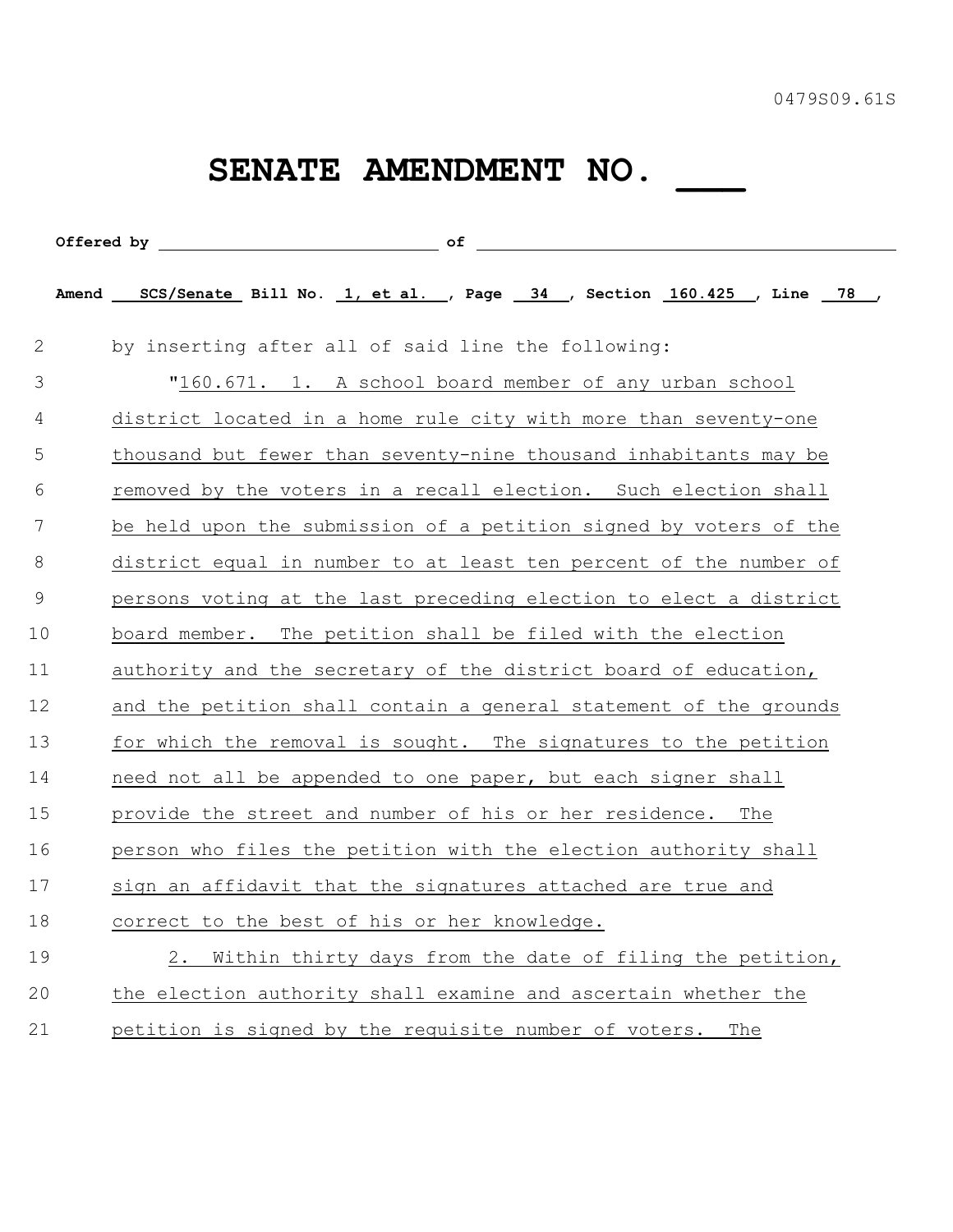0479S09.61S

# SENATE AMENDMENT NO. ___

**Offered by** ______________________ **of** ______________________

**Amend** SCS/Senate **Bill No.** 1, et al. **, Page** 34 **, Section** 160.425 **, Line** 78 **,**

by inserting after all of said line the following:

"160.671. 1. A school board member of any urban school district located in a home rule city with more than seventy-one thousand but fewer than seventy-nine thousand inhabitants may be removed by the voters in a recall election. Such election shall be held upon the submission of a petition signed by voters of the district equal in number to at least ten percent of the number of persons voting at the last preceding election to elect a district board member. The petition shall be filed with the election authority and the secretary of the district board of education, and the petition shall contain a general statement of the grounds for which the removal is sought. The signatures to the petition need not all be appended to one paper, but each signer shall provide the street and number of his or her residence. The person who files the petition with the election authority shall sign an affidavit that the signatures attached are true and correct to the best of his or her knowledge.

2. Within thirty days from the date of filing the petition, the election authority shall examine and ascertain whether the petition is signed by the requisite number of voters. The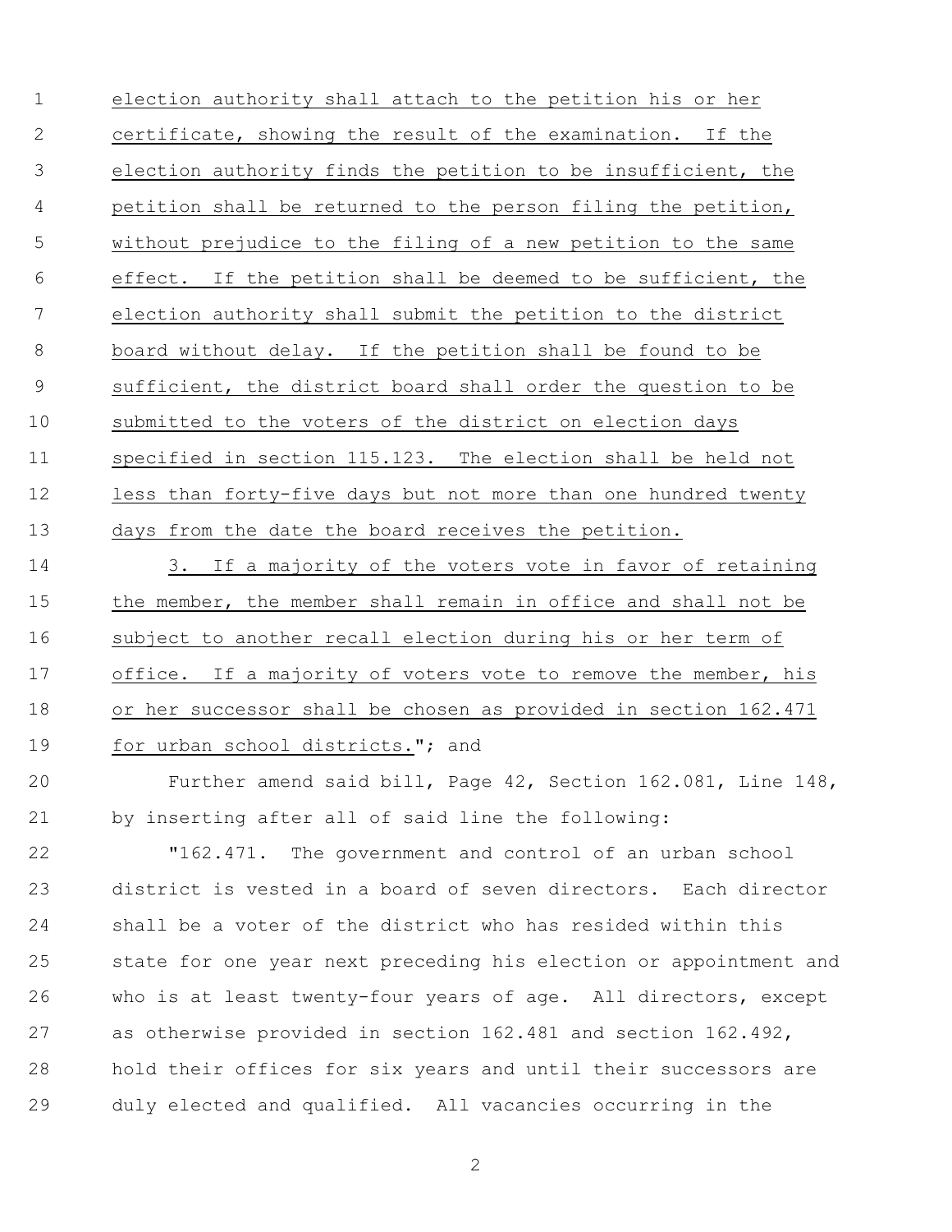election authority shall attach to the petition his or her certificate, showing the result of the examination. If the election authority finds the petition to be insufficient, the petition shall be returned to the person filing the petition, without prejudice to the filing of a new petition to the same effect. If the petition shall be deemed to be sufficient, the election authority shall submit the petition to the district board without delay. If the petition shall be found to be sufficient, the district board shall order the question to be submitted to the voters of the district on election days specified in section 115.123. The election shall be held not less than forty-five days but not more than one hundred twenty days from the date the board receives the petition.

3. If a majority of the voters vote in favor of retaining the member, the member shall remain in office and shall not be subject to another recall election during his or her term of office. If a majority of voters vote to remove the member, his or her successor shall be chosen as provided in section 162.471 for urban school districts."; and

Further amend said bill, Page 42, Section 162.081, Line 148, by inserting after all of said line the following:

"162.471. The government and control of an urban school district is vested in a board of seven directors. Each director shall be a voter of the district who has resided within this state for one year next preceding his election or appointment and who is at least twenty-four years of age. All directors, except as otherwise provided in section 162.481 and section 162.492, hold their offices for six years and until their successors are duly elected and qualified. All vacancies occurring in the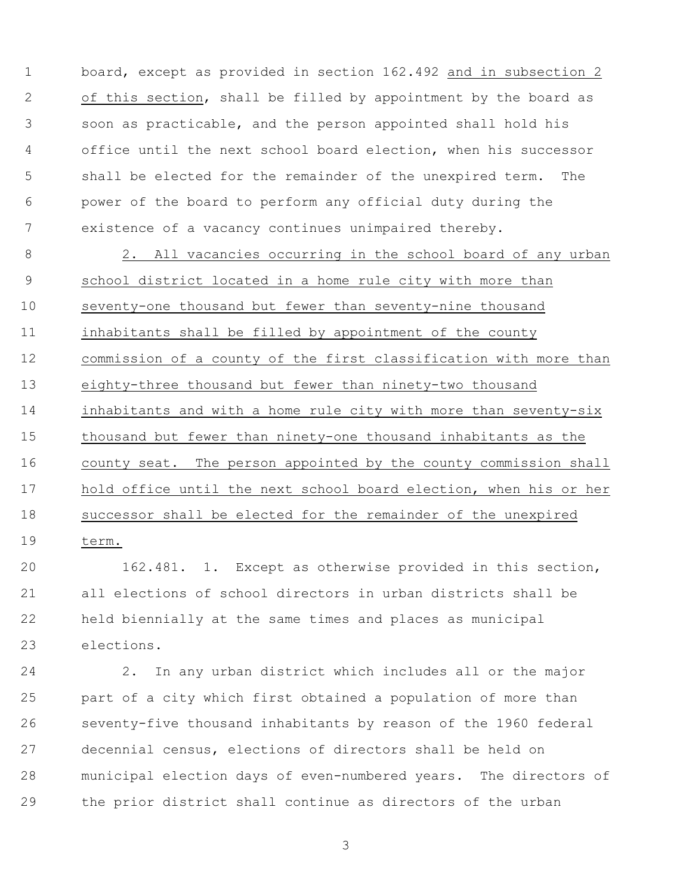board, except as provided in section 162.492 and in subsection 2 of this section, shall be filled by appointment by the board as soon as practicable, and the person appointed shall hold his office until the next school board election, when his successor shall be elected for the remainder of the unexpired term. The power of the board to perform any official duty during the existence of a vacancy continues unimpaired thereby.

2. All vacancies occurring in the school board of any urban school district located in a home rule city with more than seventy-one thousand but fewer than seventy-nine thousand inhabitants shall be filled by appointment of the county commission of a county of the first classification with more than eighty-three thousand but fewer than ninety-two thousand inhabitants and with a home rule city with more than seventy-six thousand but fewer than ninety-one thousand inhabitants as the county seat. The person appointed by the county commission shall hold office until the next school board election, when his or her successor shall be elected for the remainder of the unexpired term.

162.481. 1. Except as otherwise provided in this section, all elections of school directors in urban districts shall be held biennially at the same times and places as municipal elections.

2. In any urban district which includes all or the major part of a city which first obtained a population of more than seventy-five thousand inhabitants by reason of the 1960 federal decennial census, elections of directors shall be held on municipal election days of even-numbered years. The directors of the prior district shall continue as directors of the urban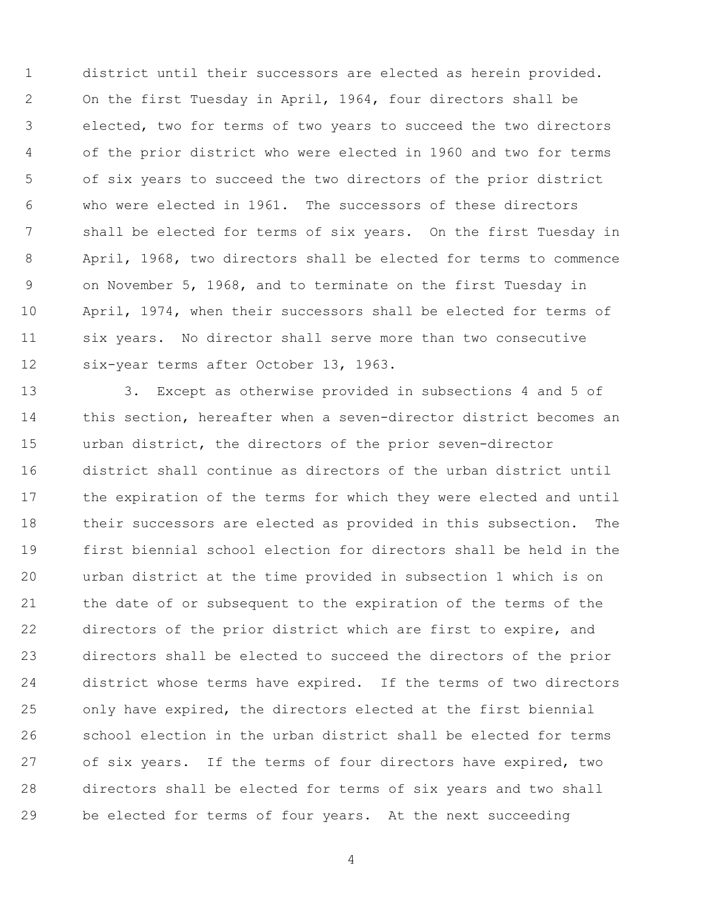district until their successors are elected as herein provided. On the first Tuesday in April, 1964, four directors shall be elected, two for terms of two years to succeed the two directors of the prior district who were elected in 1960 and two for terms of six years to succeed the two directors of the prior district who were elected in 1961. The successors of these directors shall be elected for terms of six years. On the first Tuesday in April, 1968, two directors shall be elected for terms to commence on November 5, 1968, and to terminate on the first Tuesday in April, 1974, when their successors shall be elected for terms of six years. No director shall serve more than two consecutive six-year terms after October 13, 1963.

3. Except as otherwise provided in subsections 4 and 5 of this section, hereafter when a seven-director district becomes an urban district, the directors of the prior seven-director district shall continue as directors of the urban district until the expiration of the terms for which they were elected and until their successors are elected as provided in this subsection. The first biennial school election for directors shall be held in the urban district at the time provided in subsection 1 which is on the date of or subsequent to the expiration of the terms of the directors of the prior district which are first to expire, and directors shall be elected to succeed the directors of the prior district whose terms have expired. If the terms of two directors only have expired, the directors elected at the first biennial school election in the urban district shall be elected for terms of six years. If the terms of four directors have expired, two directors shall be elected for terms of six years and two shall be elected for terms of four years. At the next succeeding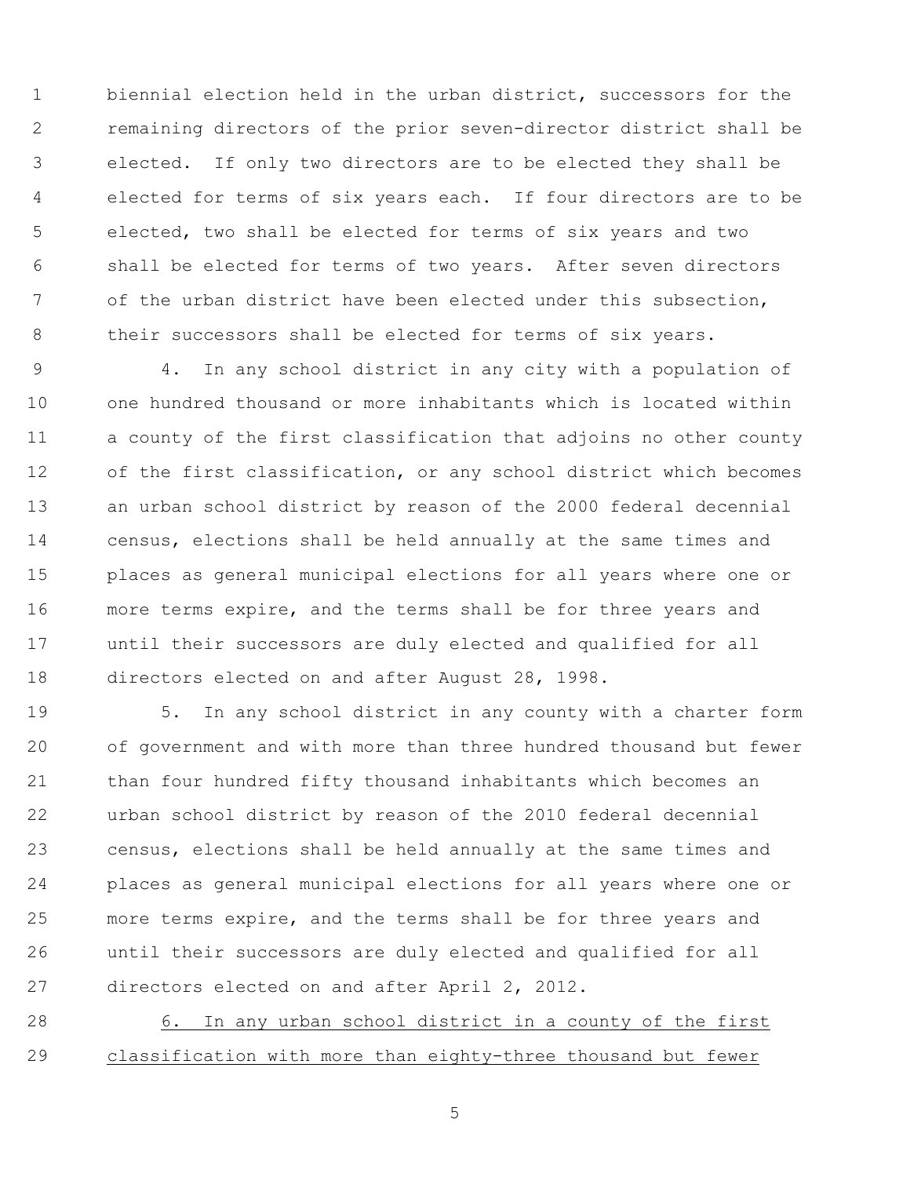biennial election held in the urban district, successors for the remaining directors of the prior seven-director district shall be elected. If only two directors are to be elected they shall be elected for terms of six years each. If four directors are to be elected, two shall be elected for terms of six years and two shall be elected for terms of two years. After seven directors of the urban district have been elected under this subsection, their successors shall be elected for terms of six years.

4. In any school district in any city with a population of one hundred thousand or more inhabitants which is located within a county of the first classification that adjoins no other county of the first classification, or any school district which becomes an urban school district by reason of the 2000 federal decennial census, elections shall be held annually at the same times and places as general municipal elections for all years where one or more terms expire, and the terms shall be for three years and until their successors are duly elected and qualified for all directors elected on and after August 28, 1998.

5. In any school district in any county with a charter form of government and with more than three hundred thousand but fewer than four hundred fifty thousand inhabitants which becomes an urban school district by reason of the 2010 federal decennial census, elections shall be held annually at the same times and places as general municipal elections for all years where one or more terms expire, and the terms shall be for three years and until their successors are duly elected and qualified for all directors elected on and after April 2, 2012.

6. In any urban school district in a county of the first classification with more than eighty-three thousand but fewer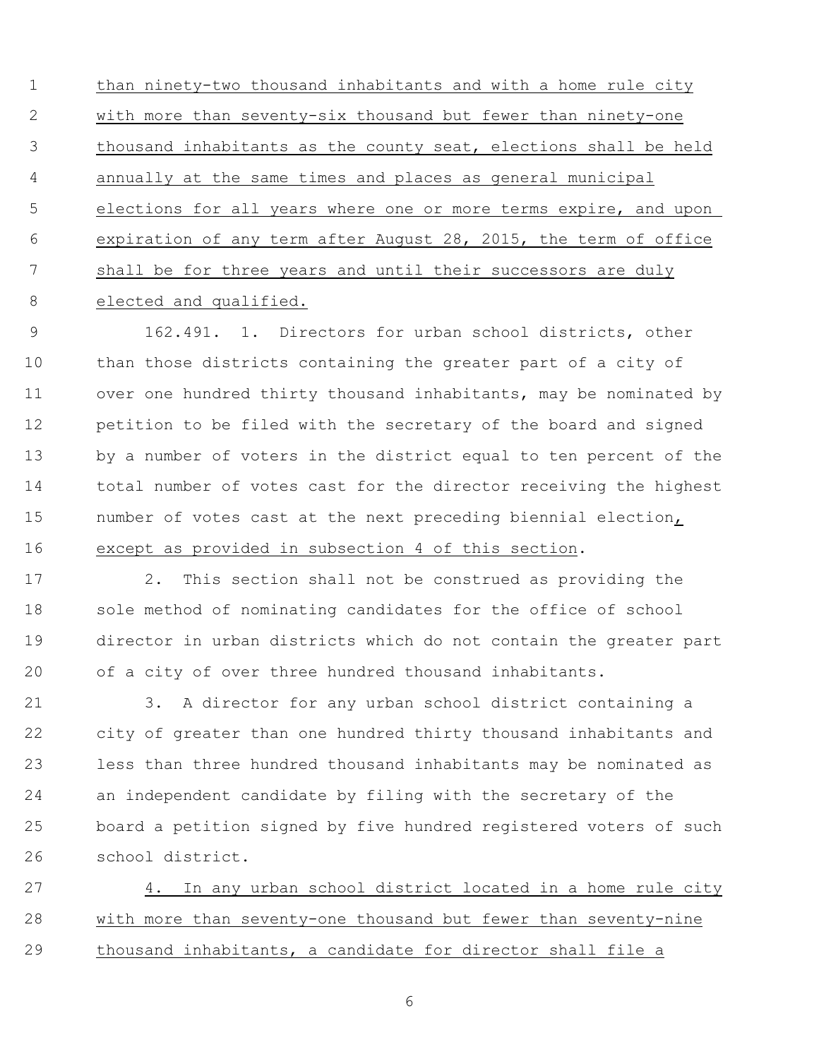than ninety-two thousand inhabitants and with a home rule city with more than seventy-six thousand but fewer than ninety-one thousand inhabitants as the county seat, elections shall be held annually at the same times and places as general municipal elections for all years where one or more terms expire, and upon expiration of any term after August 28, 2015, the term of office shall be for three years and until their successors are duly elected and qualified.

162.491. 1. Directors for urban school districts, other than those districts containing the greater part of a city of over one hundred thirty thousand inhabitants, may be nominated by petition to be filed with the secretary of the board and signed by a number of voters in the district equal to ten percent of the total number of votes cast for the director receiving the highest number of votes cast at the next preceding biennial election, except as provided in subsection 4 of this section.

2. This section shall not be construed as providing the sole method of nominating candidates for the office of school director in urban districts which do not contain the greater part of a city of over three hundred thousand inhabitants.

3. A director for any urban school district containing a city of greater than one hundred thirty thousand inhabitants and less than three hundred thousand inhabitants may be nominated as an independent candidate by filing with the secretary of the board a petition signed by five hundred registered voters of such school district.

4. In any urban school district located in a home rule city with more than seventy-one thousand but fewer than seventy-nine thousand inhabitants, a candidate for director shall file a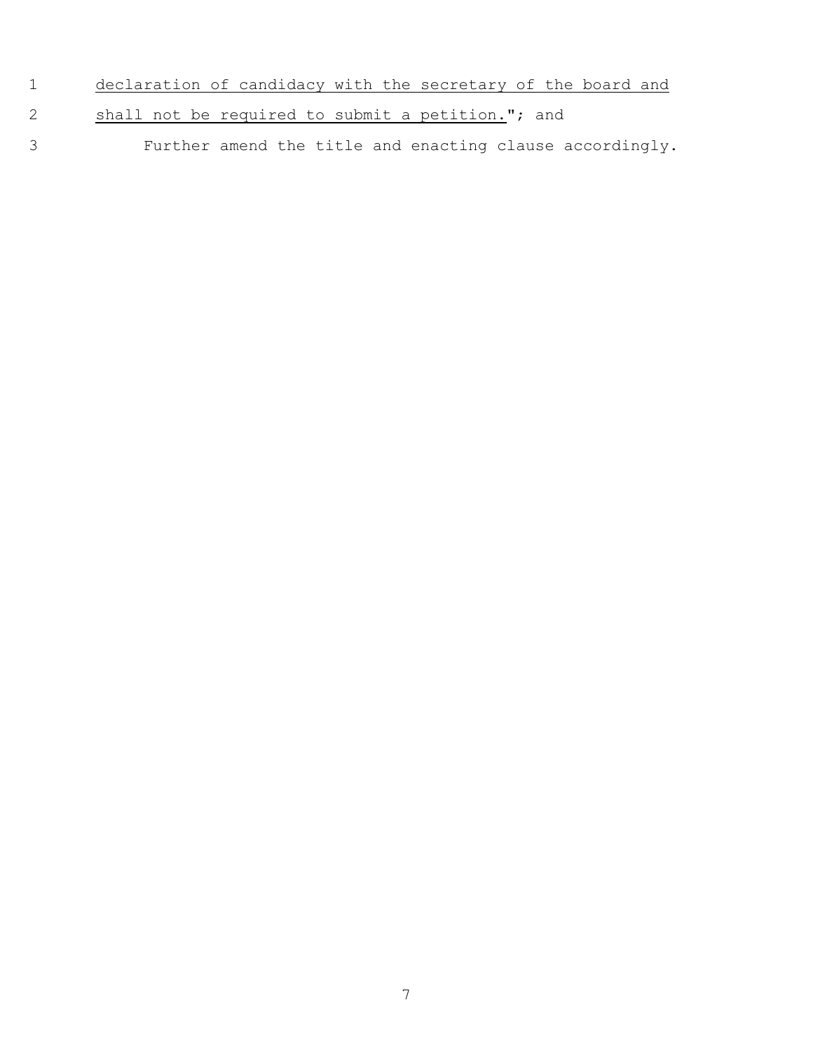declaration of candidacy with the secretary of the board and shall not be required to submit a petition."; and

Further amend the title and enacting clause accordingly.